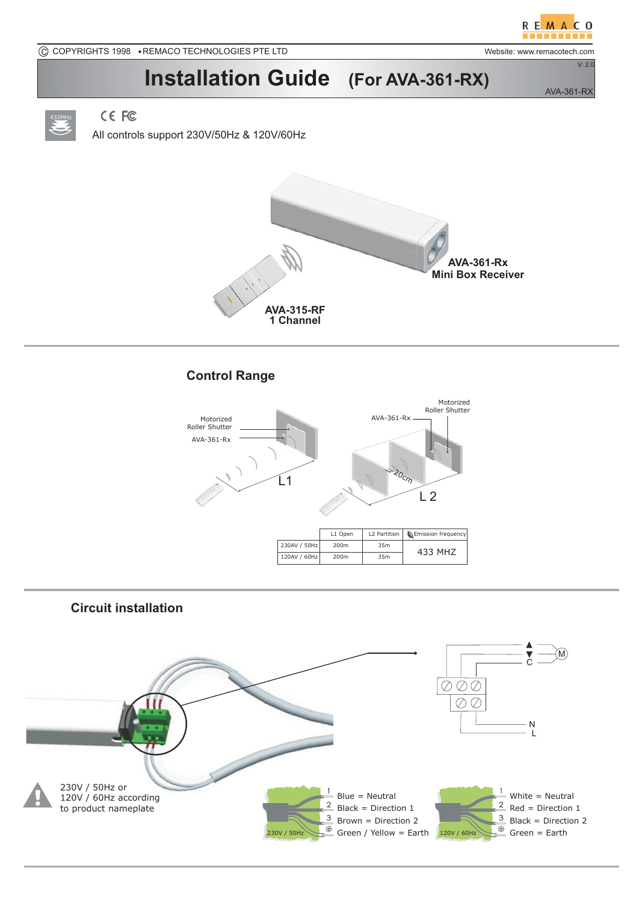# Installation Guide (For AVA-361-RX)

AVA-361-RX

433MHz

CE FC

All controls support 230V/50Hz & 120V/60Hz

**AVA-361-Rx**
**Mini Box Receiver**

**AVA-315-RF**
**1 Channel**

## Control Range

Motorized Roller Shutter

AVA-361-Rx

L1

L 2

>20cm

|  | L1 Open | L2 Partition | Emission frequency |
|---|---|---|---|
| 230AV / 50Hz | 200m | 35m | 433 MHZ |
| 120AV / 60Hz | 200m | 35m |  |

## Circuit installation

M

C

N

L

230V / 50Hz or
120V / 60Hz according
to product nameplate

230V / 50Hz

1. Blue = Neutral
2. Black = Direction 1
3. Brown = Direction 2

⏚ Green / Yellow = Earth

120V / 60Hz

1. White = Neutral
2. Red = Direction 1
3. Black = Direction 2

⏚ Green = Earth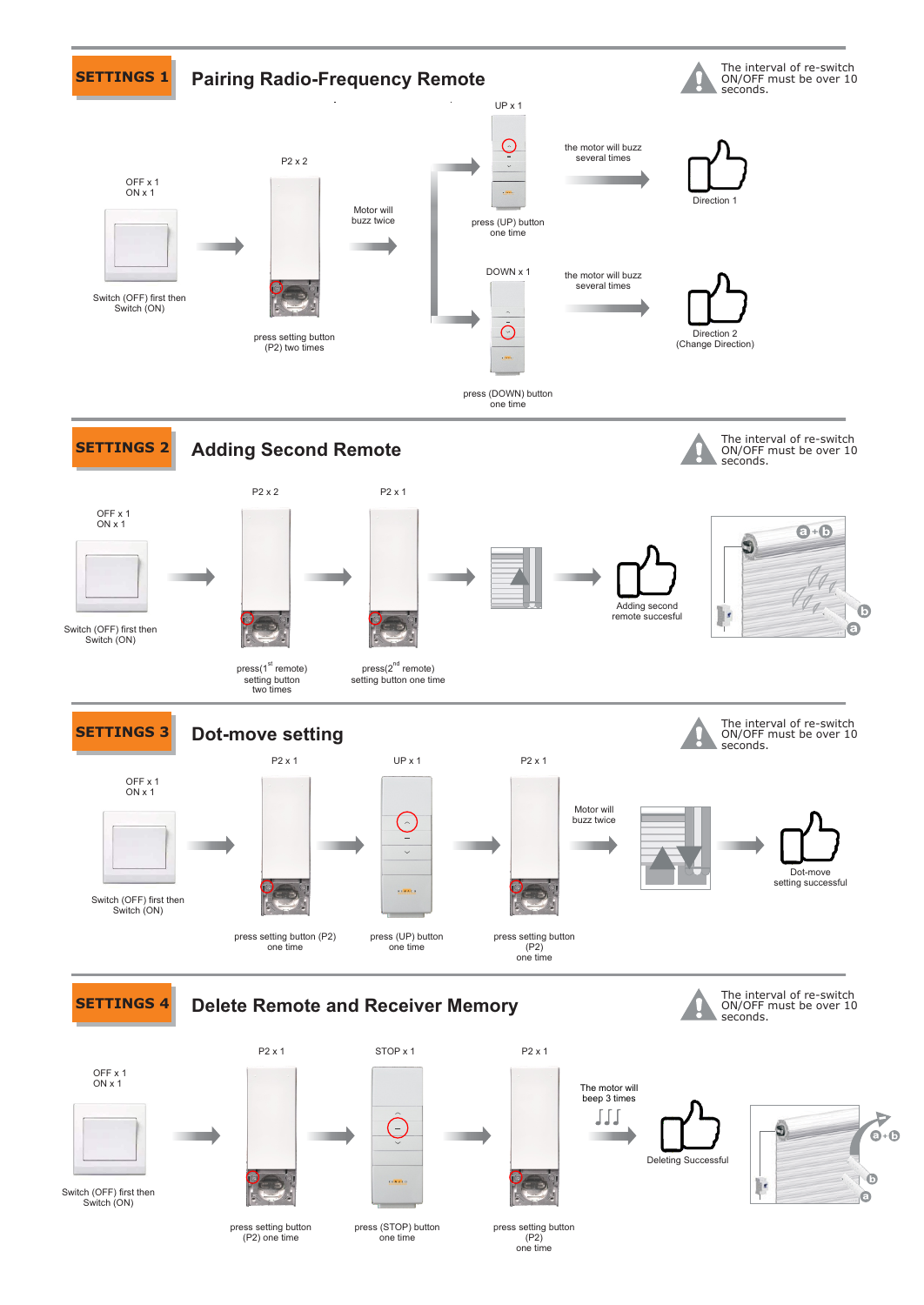## SETTINGS 1 Pairing Radio-Frequency Remote

The interval of re-switch ON/OFF must be over 10 seconds.

OFF x 1
ON x 1

Switch (OFF) first then Switch (ON)

P2 x 2

press setting button (P2) two times

Motor will buzz twice

UP x 1

press (UP) button one time

the motor will buzz several times

Direction 1

DOWN x 1

press (DOWN) button one time

the motor will buzz several times

Direction 2 (Change Direction)

## SETTINGS 2 Adding Second Remote

The interval of re-switch ON/OFF must be over 10 seconds.

OFF x 1
ON x 1

Switch (OFF) first then Switch (ON)

P2 x 2

press(1st remote) setting button two times

P2 x 1

press(2nd remote) setting button one time

Adding second remote succesful

a + b

b

a

## SETTINGS 3 Dot-move setting

The interval of re-switch ON/OFF must be over 10 seconds.

OFF x 1
ON x 1

Switch (OFF) first then Switch (ON)

P2 x 1

press setting button (P2) one time

UP x 1

press (UP) button one time

P2 x 1

press setting button (P2) one time

Motor will buzz twice

Dot-move setting successful

## SETTINGS 4 Delete Remote and Receiver Memory

The interval of re-switch ON/OFF must be over 10 seconds.

OFF x 1
ON x 1

Switch (OFF) first then Switch (ON)

P2 x 1

press setting button (P2) one time

STOP x 1

press (STOP) button one time

P2 x 1

press setting button (P2) one time

The motor will beep 3 times

Deleting Successful

a + b

b

a